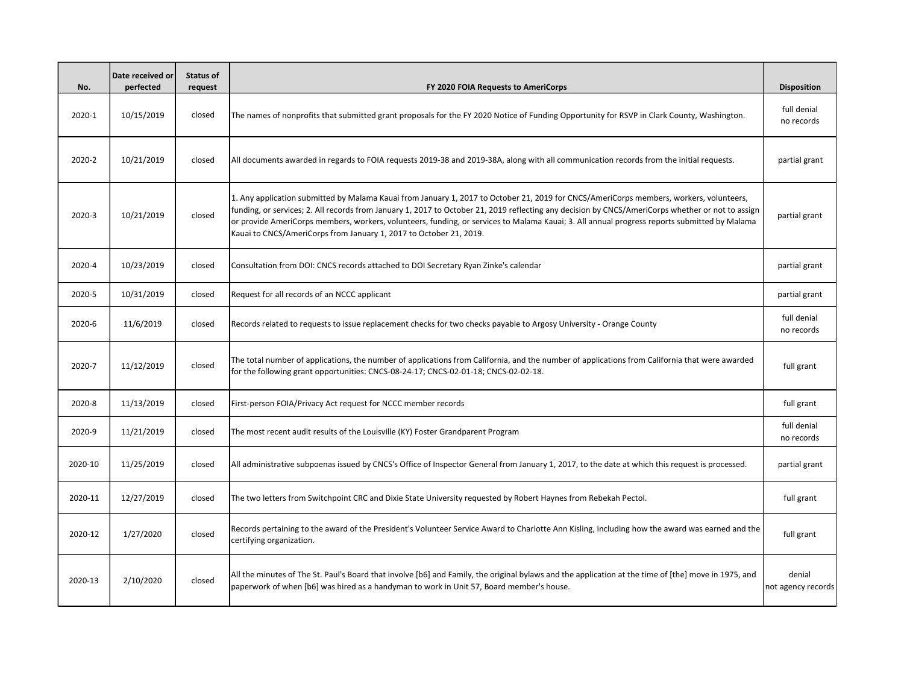| No. | Date received or perfected | Status of request | FY 2020 FOIA Requests to AmeriCorps | Disposition |
|---|---|---|---|---|
| 2020-1 | 10/15/2019 | closed | The names of nonprofits that submitted grant proposals for the FY 2020 Notice of Funding Opportunity for RSVP in Clark County, Washington. | full denial no records |
| 2020-2 | 10/21/2019 | closed | All documents awarded in regards to FOIA requests 2019-38 and 2019-38A, along with all communication records from the initial requests. | partial grant |
| 2020-3 | 10/21/2019 | closed | 1. Any application submitted by Malama Kauai from January 1, 2017 to October 21, 2019 for CNCS/AmeriCorps members, workers, volunteers, funding, or services; 2. All records from January 1, 2017 to October 21, 2019 reflecting any decision by CNCS/AmeriCorps whether or not to assign or provide AmeriCorps members, workers, volunteers, funding, or services to Malama Kauai; 3. All annual progress reports submitted by Malama Kauai to CNCS/AmeriCorps from January 1, 2017 to October 21, 2019. | partial grant |
| 2020-4 | 10/23/2019 | closed | Consultation from DOI: CNCS records attached to DOI Secretary Ryan Zinke's calendar | partial grant |
| 2020-5 | 10/31/2019 | closed | Request for all records of an NCCC applicant | partial grant |
| 2020-6 | 11/6/2019 | closed | Records related to requests to issue replacement checks for two checks payable to Argosy University - Orange County | full denial no records |
| 2020-7 | 11/12/2019 | closed | The total number of applications, the number of applications from California, and the number of applications from California that were awarded for the following grant opportunities: CNCS-08-24-17; CNCS-02-01-18; CNCS-02-02-18. | full grant |
| 2020-8 | 11/13/2019 | closed | First-person FOIA/Privacy Act request for NCCC member records | full grant |
| 2020-9 | 11/21/2019 | closed | The most recent audit results of the Louisville (KY) Foster Grandparent Program | full denial no records |
| 2020-10 | 11/25/2019 | closed | All administrative subpoenas issued by CNCS's Office of Inspector General from January 1, 2017, to the date at which this request is processed. | partial grant |
| 2020-11 | 12/27/2019 | closed | The two letters from Switchpoint CRC and Dixie State University requested by Robert Haynes from Rebekah Pectol. | full grant |
| 2020-12 | 1/27/2020 | closed | Records pertaining to the award of the President's Volunteer Service Award to Charlotte Ann Kisling, including how the award was earned and the certifying organization. | full grant |
| 2020-13 | 2/10/2020 | closed | All the minutes of The St. Paul's Board that involve [b6] and Family, the original bylaws and the application at the time of [the] move in 1975, and paperwork of when [b6] was hired as a handyman to work in Unit 57, Board member's house. | denial not agency records |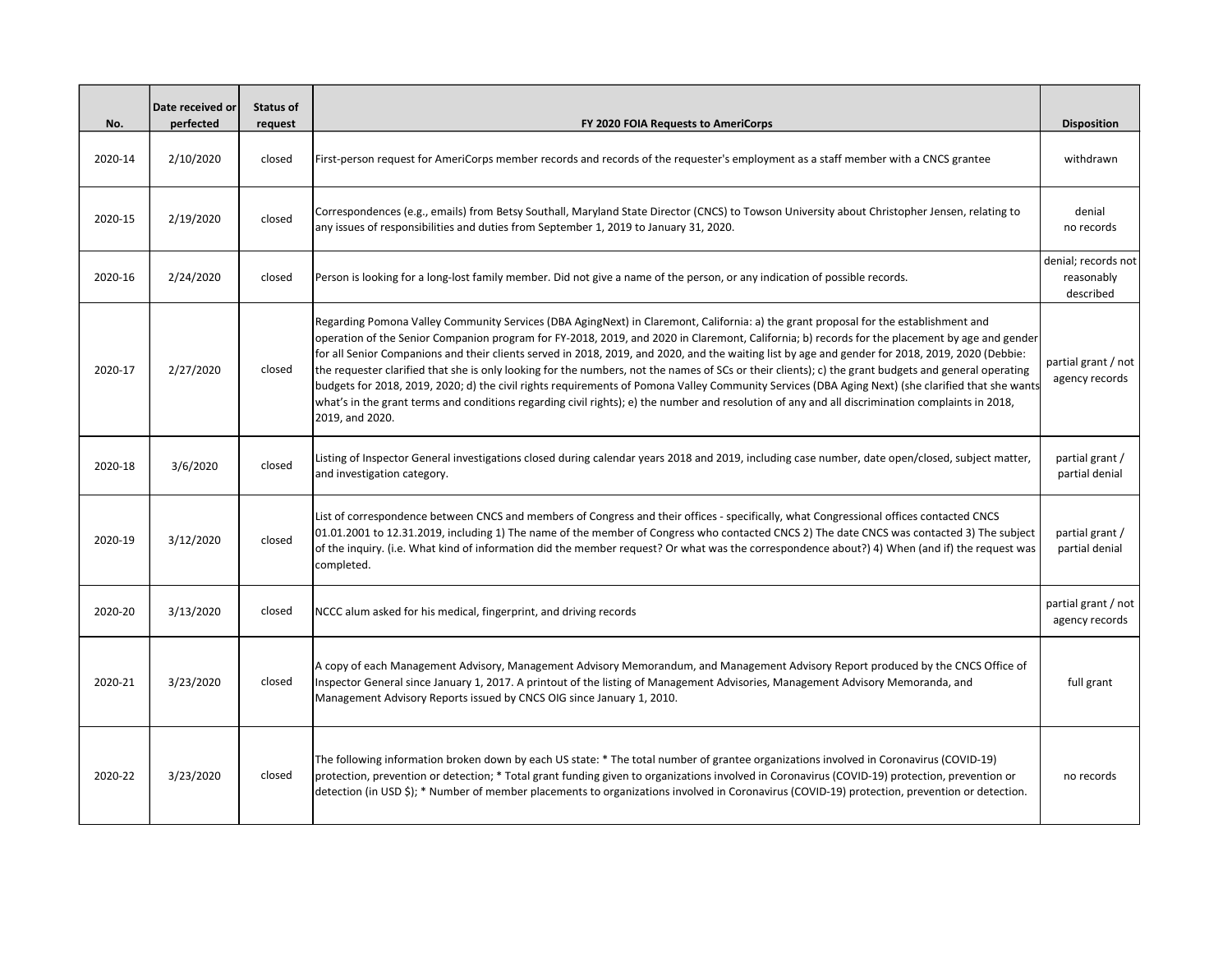| No. | Date received or perfected | Status of request | FY 2020 FOIA Requests to AmeriCorps | Disposition |
|---|---|---|---|---|
| 2020-14 | 2/10/2020 | closed | First-person request for AmeriCorps member records and records of the requester's employment as a staff member with a CNCS grantee | withdrawn |
| 2020-15 | 2/19/2020 | closed | Correspondences (e.g., emails) from Betsy Southall, Maryland State Director (CNCS) to Towson University about Christopher Jensen, relating to any issues of responsibilities and duties from September 1, 2019 to January 31, 2020. | denial no records |
| 2020-16 | 2/24/2020 | closed | Person is looking for a long-lost family member. Did not give a name of the person, or any indication of possible records. | denial; records not reasonably described |
| 2020-17 | 2/27/2020 | closed | Regarding Pomona Valley Community Services (DBA AgingNext) in Claremont, California: a) the grant proposal for the establishment and operation of the Senior Companion program for FY-2018, 2019, and 2020 in Claremont, California; b) records for the placement by age and gender for all Senior Companions and their clients served in 2018, 2019, and 2020, and the waiting list by age and gender for 2018, 2019, 2020 (Debbie: the requester clarified that she is only looking for the numbers, not the names of SCs or their clients); c) the grant budgets and general operating budgets for 2018, 2019, 2020; d) the civil rights requirements of Pomona Valley Community Services (DBA Aging Next) (she clarified that she wants what's in the grant terms and conditions regarding civil rights); e) the number and resolution of any and all discrimination complaints in 2018, 2019, and 2020. | partial grant / not agency records |
| 2020-18 | 3/6/2020 | closed | Listing of Inspector General investigations closed during calendar years 2018 and 2019, including case number, date open/closed, subject matter, and investigation category. | partial grant / partial denial |
| 2020-19 | 3/12/2020 | closed | List of correspondence between CNCS and members of Congress and their offices - specifically, what Congressional offices contacted CNCS 01.01.2001 to 12.31.2019, including 1) The name of the member of Congress who contacted CNCS 2) The date CNCS was contacted 3) The subject of the inquiry. (i.e. What kind of information did the member request? Or what was the correspondence about?) 4) When (and if) the request was completed. | partial grant / partial denial |
| 2020-20 | 3/13/2020 | closed | NCCC alum asked for his medical, fingerprint, and driving records | partial grant / not agency records |
| 2020-21 | 3/23/2020 | closed | A copy of each Management Advisory, Management Advisory Memorandum, and Management Advisory Report produced by the CNCS Office of Inspector General since January 1, 2017. A printout of the listing of Management Advisories, Management Advisory Memoranda, and Management Advisory Reports issued by CNCS OIG since January 1, 2010. | full grant |
| 2020-22 | 3/23/2020 | closed | The following information broken down by each US state: * The total number of grantee organizations involved in Coronavirus (COVID-19) protection, prevention or detection; * Total grant funding given to organizations involved in Coronavirus (COVID-19) protection, prevention or detection (in USD $); * Number of member placements to organizations involved in Coronavirus (COVID-19) protection, prevention or detection. | no records |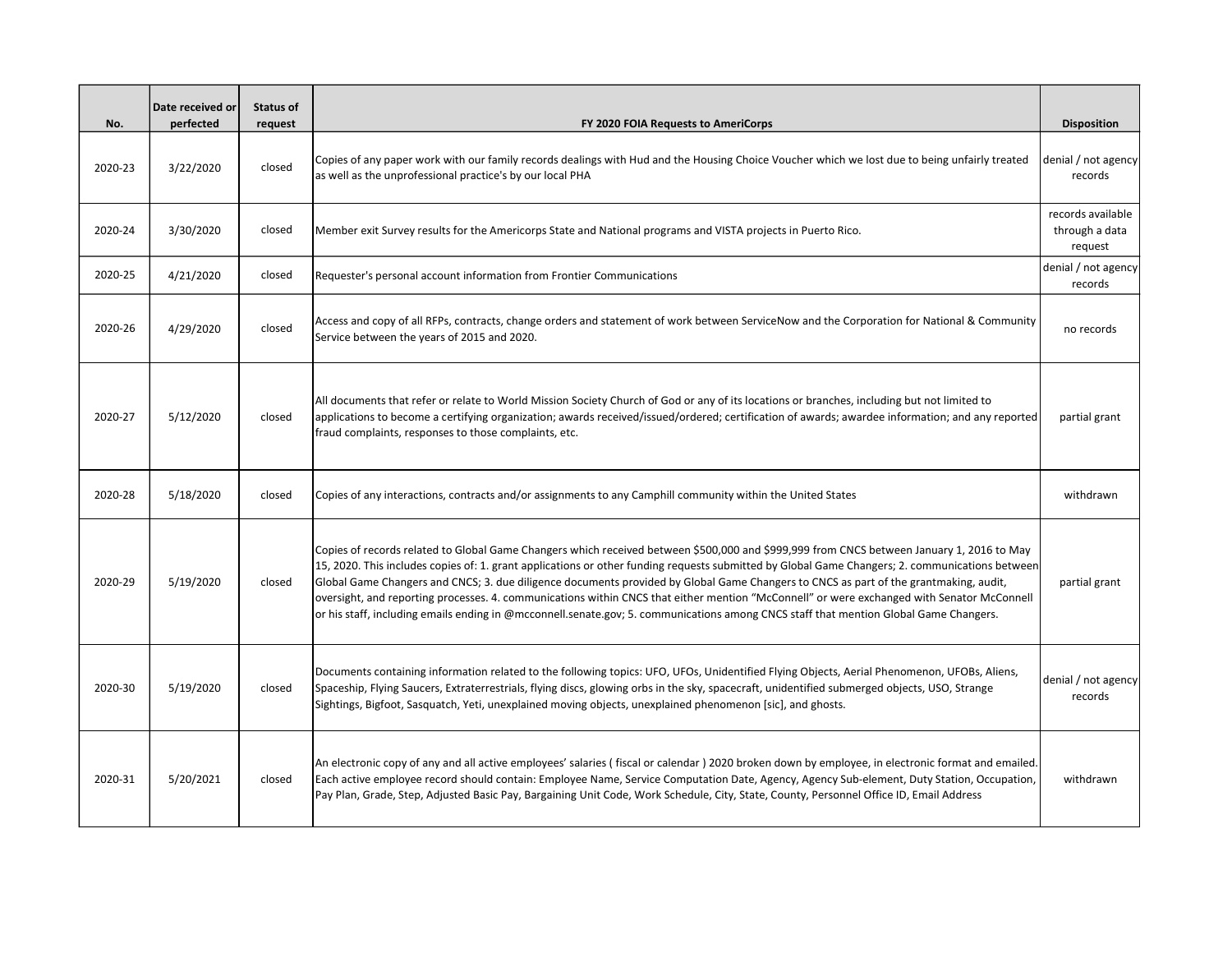| No. | Date received or perfected | Status of request | FY 2020 FOIA Requests to AmeriCorps | Disposition |
|---|---|---|---|---|
| 2020-23 | 3/22/2020 | closed | Copies of any paper work with our family records dealings with Hud and the Housing Choice Voucher which we lost due to being unfairly treated as well as the unprofessional practice's by our local PHA | denial / not agency records |
| 2020-24 | 3/30/2020 | closed | Member exit Survey results for the Americorps State and National programs and VISTA projects in Puerto Rico. | records available through a data request |
| 2020-25 | 4/21/2020 | closed | Requester's personal account information from Frontier Communications | denial / not agency records |
| 2020-26 | 4/29/2020 | closed | Access and copy of all RFPs, contracts, change orders and statement of work between ServiceNow and the Corporation for National & Community Service between the years of 2015 and 2020. | no records |
| 2020-27 | 5/12/2020 | closed | All documents that refer or relate to World Mission Society Church of God or any of its locations or branches, including but not limited to applications to become a certifying organization; awards received/issued/ordered; certification of awards; awardee information; and any reported fraud complaints, responses to those complaints, etc. | partial grant |
| 2020-28 | 5/18/2020 | closed | Copies of any interactions, contracts and/or assignments to any Camphill community within the United States | withdrawn |
| 2020-29 | 5/19/2020 | closed | Copies of records related to Global Game Changers which received between $500,000 and $999,999 from CNCS between January 1, 2016 to May 15, 2020. This includes copies of: 1. grant applications or other funding requests submitted by Global Game Changers; 2. communications between Global Game Changers and CNCS; 3. due diligence documents provided by Global Game Changers to CNCS as part of the grantmaking, audit, oversight, and reporting processes. 4. communications within CNCS that either mention "McConnell" or were exchanged with Senator McConnell or his staff, including emails ending in @mcconnell.senate.gov; 5. communications among CNCS staff that mention Global Game Changers. | partial grant |
| 2020-30 | 5/19/2020 | closed | Documents containing information related to the following topics: UFO, UFOs, Unidentified Flying Objects, Aerial Phenomenon, UFOBs, Aliens, Spaceship, Flying Saucers, Extraterrestrials, flying discs, glowing orbs in the sky, spacecraft, unidentified submerged objects, USO, Strange Sightings, Bigfoot, Sasquatch, Yeti, unexplained moving objects, unexplained phenomenon [sic], and ghosts. | denial / not agency records |
| 2020-31 | 5/20/2021 | closed | An electronic copy of any and all active employees' salaries ( fiscal or calendar ) 2020 broken down by employee, in electronic format and emailed. Each active employee record should contain: Employee Name, Service Computation Date, Agency, Agency Sub-element, Duty Station, Occupation, Pay Plan, Grade, Step, Adjusted Basic Pay, Bargaining Unit Code, Work Schedule, City, State, County, Personnel Office ID, Email Address | withdrawn |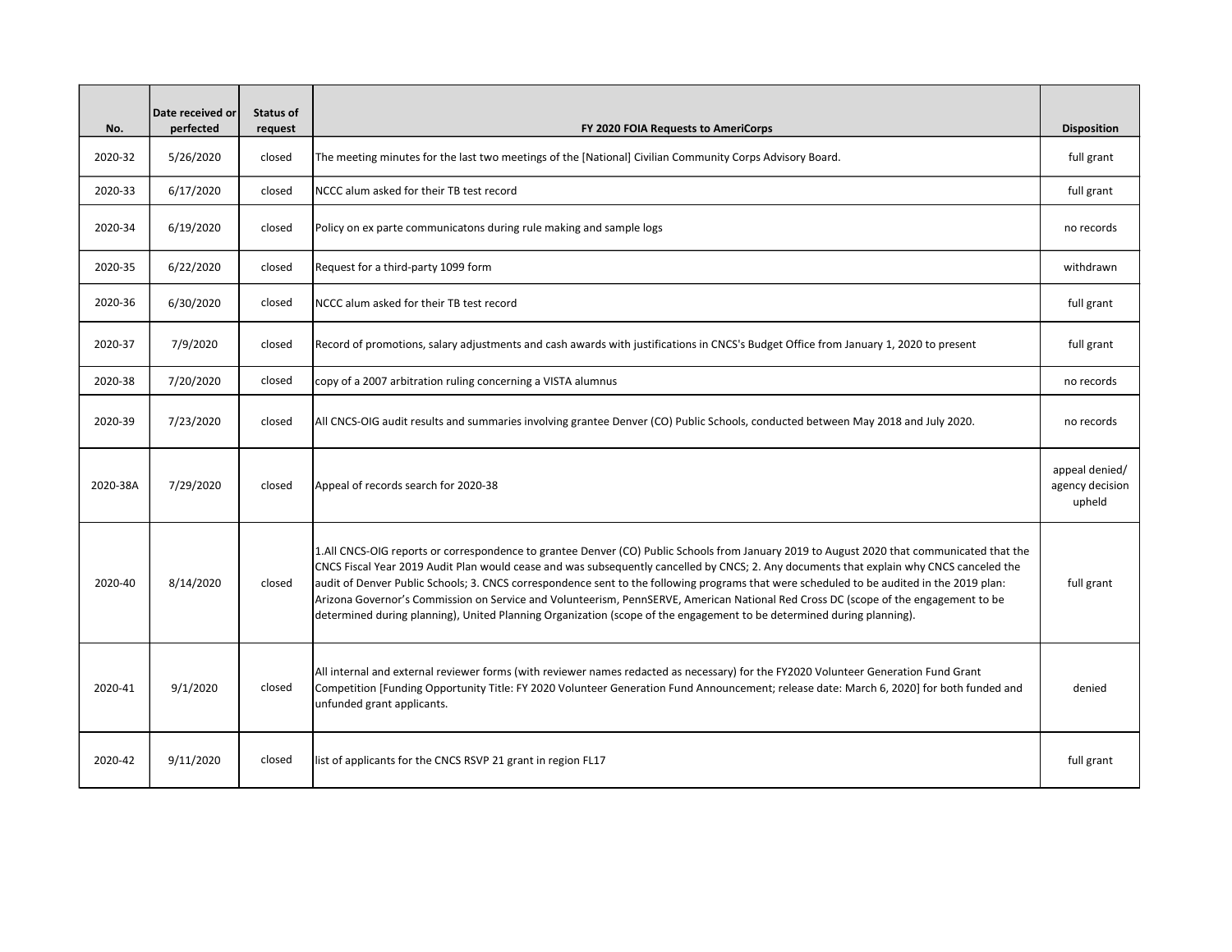| No. | Date received or perfected | Status of request | FY 2020 FOIA Requests to AmeriCorps | Disposition |
|---|---|---|---|---|
| 2020-32 | 5/26/2020 | closed | The meeting minutes for the last two meetings of the [National] Civilian Community Corps Advisory Board. | full grant |
| 2020-33 | 6/17/2020 | closed | NCCC alum asked for their TB test record | full grant |
| 2020-34 | 6/19/2020 | closed | Policy on ex parte communicatons during rule making and sample logs | no records |
| 2020-35 | 6/22/2020 | closed | Request for a third-party 1099 form | withdrawn |
| 2020-36 | 6/30/2020 | closed | NCCC alum asked for their TB test record | full grant |
| 2020-37 | 7/9/2020 | closed | Record of promotions, salary adjustments and cash awards with justifications in CNCS's Budget Office from January 1, 2020 to present | full grant |
| 2020-38 | 7/20/2020 | closed | copy of a 2007 arbitration ruling concerning a VISTA alumnus | no records |
| 2020-39 | 7/23/2020 | closed | All CNCS-OIG audit results and summaries involving grantee Denver (CO) Public Schools, conducted between May 2018 and July 2020. | no records |
| 2020-38A | 7/29/2020 | closed | Appeal of records search for 2020-38 | appeal denied/ agency decision upheld |
| 2020-40 | 8/14/2020 | closed | 1.All CNCS-OIG reports or correspondence to grantee Denver (CO) Public Schools from January 2019 to August 2020 that communicated that the CNCS Fiscal Year 2019 Audit Plan would cease and was subsequently cancelled by CNCS; 2. Any documents that explain why CNCS canceled the audit of Denver Public Schools; 3. CNCS correspondence sent to the following programs that were scheduled to be audited in the 2019 plan: Arizona Governor's Commission on Service and Volunteerism, PennSERVE, American National Red Cross DC (scope of the engagement to be determined during planning), United Planning Organization (scope of the engagement to be determined during planning). | full grant |
| 2020-41 | 9/1/2020 | closed | All internal and external reviewer forms (with reviewer names redacted as necessary) for the FY2020 Volunteer Generation Fund Grant Competition [Funding Opportunity Title: FY 2020 Volunteer Generation Fund Announcement; release date: March 6, 2020] for both funded and unfunded grant applicants. | denied |
| 2020-42 | 9/11/2020 | closed | list of applicants for the CNCS RSVP 21 grant in region FL17 | full grant |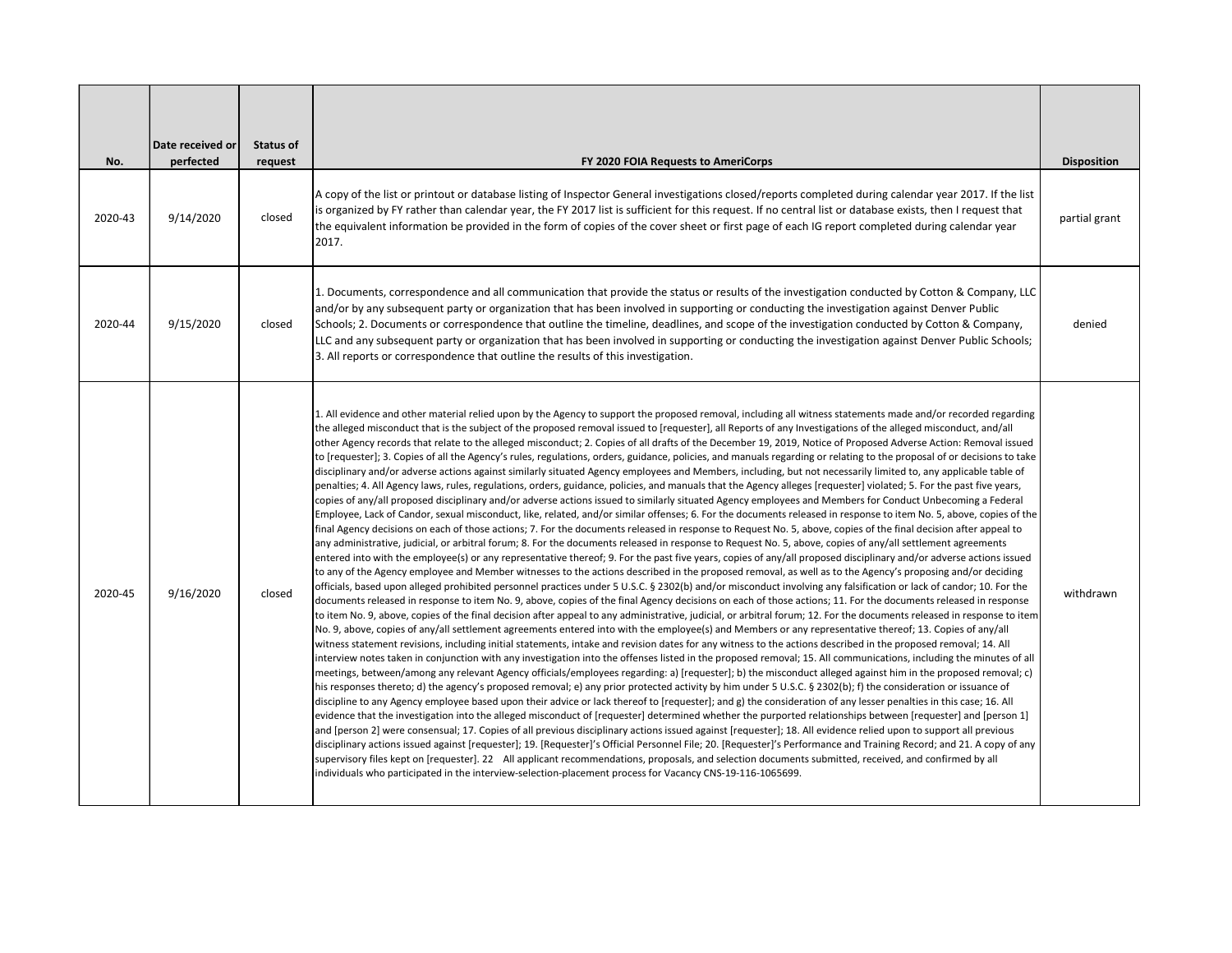| No. | Date received or perfected | Status of request | FY 2020 FOIA Requests to AmeriCorps | Disposition |
|---|---|---|---|---|
| 2020-43 | 9/14/2020 | closed | A copy of the list or printout or database listing of Inspector General investigations closed/reports completed during calendar year 2017. If the list is organized by FY rather than calendar year, the FY 2017 list is sufficient for this request. If no central list or database exists, then I request that the equivalent information be provided in the form of copies of the cover sheet or first page of each IG report completed during calendar year 2017. | partial grant |
| 2020-44 | 9/15/2020 | closed | 1. Documents, correspondence and all communication that provide the status or results of the investigation conducted by Cotton & Company, LLC and/or by any subsequent party or organization that has been involved in supporting or conducting the investigation against Denver Public Schools; 2. Documents or correspondence that outline the timeline, deadlines, and scope of the investigation conducted by Cotton & Company, LLC and any subsequent party or organization that has been involved in supporting or conducting the investigation against Denver Public Schools; 3. All reports or correspondence that outline the results of this investigation. | denied |
| 2020-45 | 9/16/2020 | closed | 1. All evidence and other material relied upon by the Agency to support the proposed removal, including all witness statements made and/or recorded regarding the alleged misconduct that is the subject of the proposed removal issued to [requester], all Reports of any Investigations of the alleged misconduct, and/all other Agency records that relate to the alleged misconduct; 2. Copies of all drafts of the December 19, 2019, Notice of Proposed Adverse Action: Removal issued to [requester]; 3. Copies of all the Agency's rules, regulations, orders, guidance, policies, and manuals regarding or relating to the proposal of or decisions to take disciplinary and/or adverse actions against similarly situated Agency employees and Members, including, but not necessarily limited to, any applicable table of penalties; 4. All Agency laws, rules, regulations, orders, guidance, policies, and manuals that the Agency alleges [requester] violated; 5. For the past five years, copies of any/all proposed disciplinary and/or adverse actions issued to similarly situated Agency employees and Members for Conduct Unbecoming a Federal Employee, Lack of Candor, sexual misconduct, like, related, and/or similar offenses; 6. For the documents released in response to item No. 5, above, copies of the final Agency decisions on each of those actions; 7. For the documents released in response to Request No. 5, above, copies of the final decision after appeal to any administrative, judicial, or arbitral forum; 8. For the documents released in response to Request No. 5, above, copies of any/all settlement agreements entered into with the employee(s) or any representative thereof; 9. For the past five years, copies of any/all proposed disciplinary and/or adverse actions issued to any of the Agency employee and Member witnesses to the actions described in the proposed removal, as well as to the Agency's proposing and/or deciding officials, based upon alleged prohibited personnel practices under 5 U.S.C. § 2302(b) and/or misconduct involving any falsification or lack of candor; 10. For the documents released in response to item No. 9, above, copies of the final Agency decisions on each of those actions; 11. For the documents released in response to item No. 9, above, copies of the final decision after appeal to any administrative, judicial, or arbitral forum; 12. For the documents released in response to item No. 9, above, copies of any/all settlement agreements entered into with the employee(s) and Members or any representative thereof; 13. Copies of any/all witness statement revisions, including initial statements, intake and revision dates for any witness to the actions described in the proposed removal; 14. All interview notes taken in conjunction with any investigation into the offenses listed in the proposed removal; 15. All communications, including the minutes of all meetings, between/among any relevant Agency officials/employees regarding: a) [requester]; b) the misconduct alleged against him in the proposed removal; c) his responses thereto; d) the agency's proposed removal; e) any prior protected activity by him under 5 U.S.C. § 2302(b); f) the consideration or issuance of discipline to any Agency employee based upon their advice or lack thereof to [requester]; and g) the consideration of any lesser penalties in this case; 16. All evidence that the investigation into the alleged misconduct of [requester] determined whether the purported relationships between [requester] and [person 1] and [person 2] were consensual; 17. Copies of all previous disciplinary actions issued against [requester]; 18. All evidence relied upon to support all previous disciplinary actions issued against [requester]; 19. [Requester]'s Official Personnel File; 20. [Requester]'s Performance and Training Record; and 21. A copy of any supervisory files kept on [requester]. 22 All applicant recommendations, proposals, and selection documents submitted, received, and confirmed by all individuals who participated in the interview-selection-placement process for Vacancy CNS-19-116-1065699. | withdrawn |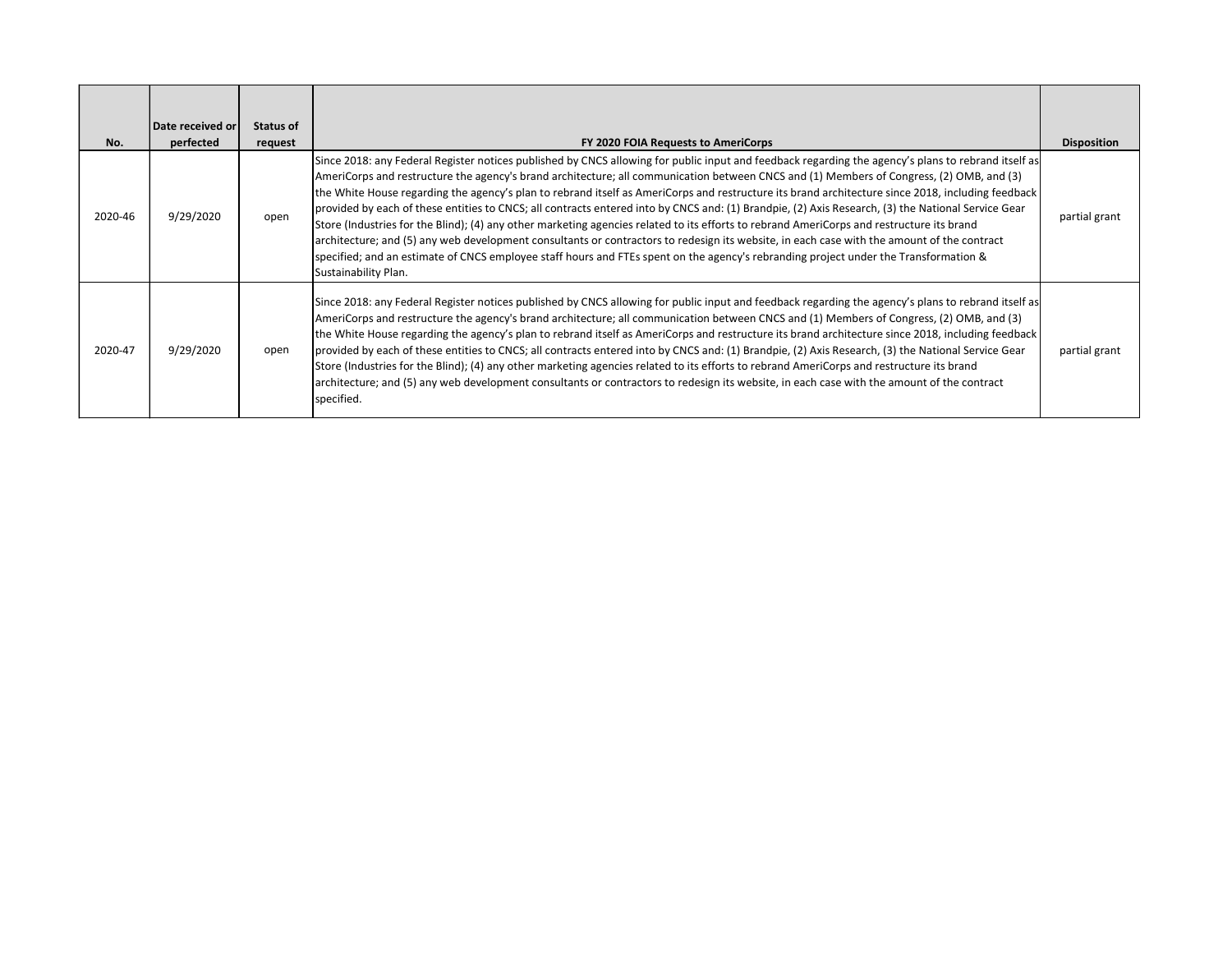| No. | Date received or perfected | Status of request | FY 2020 FOIA Requests to AmeriCorps | Disposition |
|---|---|---|---|---|
| 2020-46 | 9/29/2020 | open | Since 2018: any Federal Register notices published by CNCS allowing for public input and feedback regarding the agency's plans to rebrand itself as AmeriCorps and restructure the agency's brand architecture; all communication between CNCS and (1) Members of Congress, (2) OMB, and (3) the White House regarding the agency's plan to rebrand itself as AmeriCorps and restructure its brand architecture since 2018, including feedback provided by each of these entities to CNCS; all contracts entered into by CNCS and: (1) Brandpie, (2) Axis Research, (3) the National Service Gear Store (Industries for the Blind); (4) any other marketing agencies related to its efforts to rebrand AmeriCorps and restructure its brand architecture; and (5) any web development consultants or contractors to redesign its website, in each case with the amount of the contract specified; and an estimate of CNCS employee staff hours and FTEs spent on the agency's rebranding project under the Transformation & Sustainability Plan. | partial grant |
| 2020-47 | 9/29/2020 | open | Since 2018: any Federal Register notices published by CNCS allowing for public input and feedback regarding the agency's plans to rebrand itself as AmeriCorps and restructure the agency's brand architecture; all communication between CNCS and (1) Members of Congress, (2) OMB, and (3) the White House regarding the agency's plan to rebrand itself as AmeriCorps and restructure its brand architecture since 2018, including feedback provided by each of these entities to CNCS; all contracts entered into by CNCS and: (1) Brandpie, (2) Axis Research, (3) the National Service Gear Store (Industries for the Blind); (4) any other marketing agencies related to its efforts to rebrand AmeriCorps and restructure its brand architecture; and (5) any web development consultants or contractors to redesign its website, in each case with the amount of the contract specified. | partial grant |